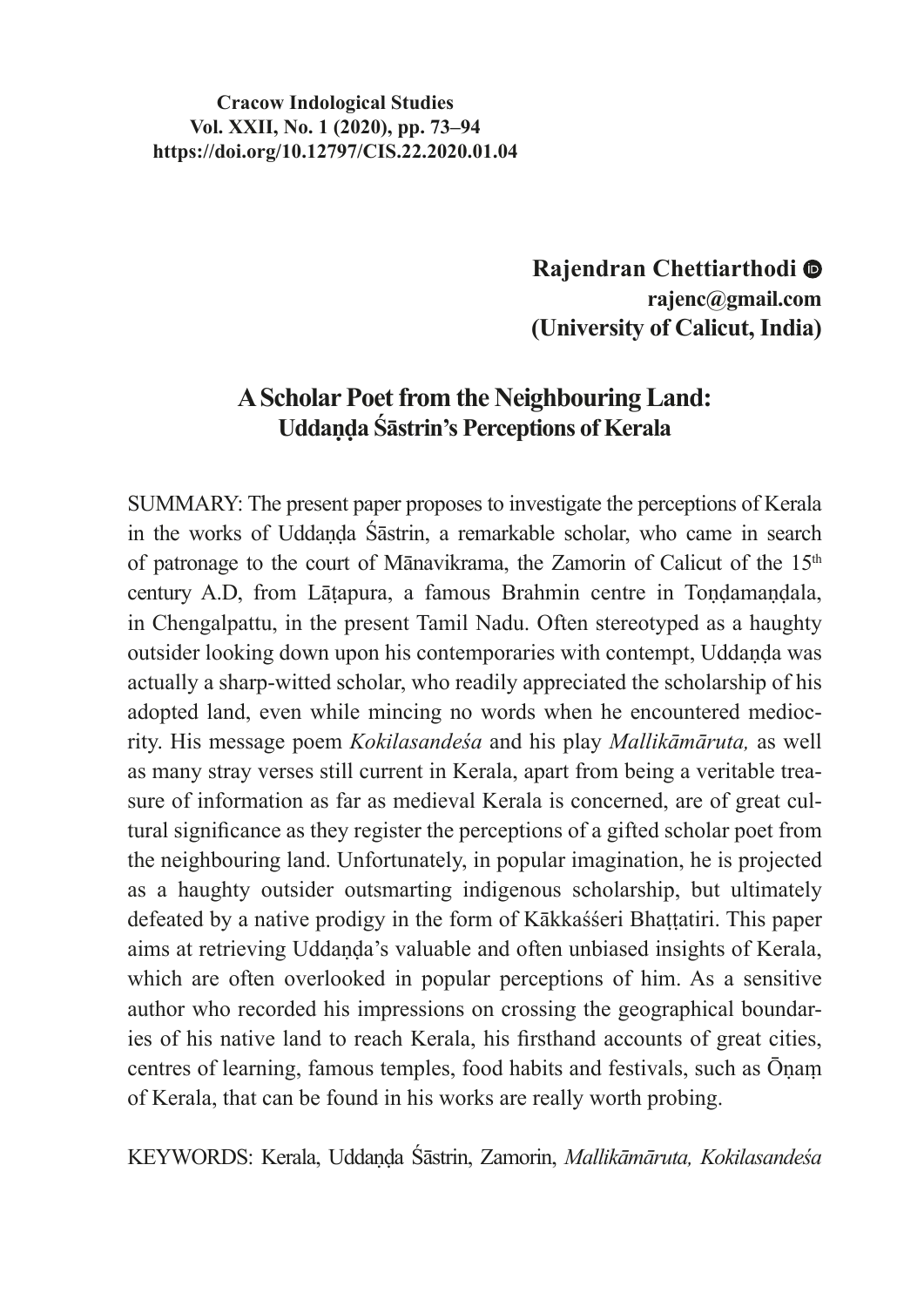**Cracow Indological Studies**
**Vol. XXII, No. 1 (2020), pp. 73–94**
**https://doi.org/10.12797/CIS.22.2020.01.04**

**Rajendran Chettiarthodi**
**rajenc@gmail.com**
**(University of Calicut, India)**

# A Scholar Poet from the Neighbouring Land:
## Uddaṇḍa Śāstrin's Perceptions of Kerala

SUMMARY: The present paper proposes to investigate the perceptions of Kerala in the works of Uddaṇḍa Śāstrin, a remarkable scholar, who came in search of patronage to the court of Mānavikrama, the Zamorin of Calicut of the 15th century A.D, from Lāṭapura, a famous Brahmin centre in Toṇḍamaṇḍala, in Chengalpattu, in the present Tamil Nadu. Often stereotyped as a haughty outsider looking down upon his contemporaries with contempt, Uddaṇḍa was actually a sharp-witted scholar, who readily appreciated the scholarship of his adopted land, even while mincing no words when he encountered mediocrity. His message poem *Kokilasandeśa* and his play *Mallikāmāruta,* as well as many stray verses still current in Kerala, apart from being a veritable treasure of information as far as medieval Kerala is concerned, are of great cultural significance as they register the perceptions of a gifted scholar poet from the neighbouring land. Unfortunately, in popular imagination, he is projected as a haughty outsider outsmarting indigenous scholarship, but ultimately defeated by a native prodigy in the form of Kākkaśśeri Bhaṭṭatiri. This paper aims at retrieving Uddaṇḍa's valuable and often unbiased insights of Kerala, which are often overlooked in popular perceptions of him. As a sensitive author who recorded his impressions on crossing the geographical boundaries of his native land to reach Kerala, his firsthand accounts of great cities, centres of learning, famous temples, food habits and festivals, such as Ōṇaṃ of Kerala, that can be found in his works are really worth probing.

KEYWORDS: Kerala, Uddaṇḍa Śāstrin, Zamorin, *Mallikāmāruta, Kokilasandeśa*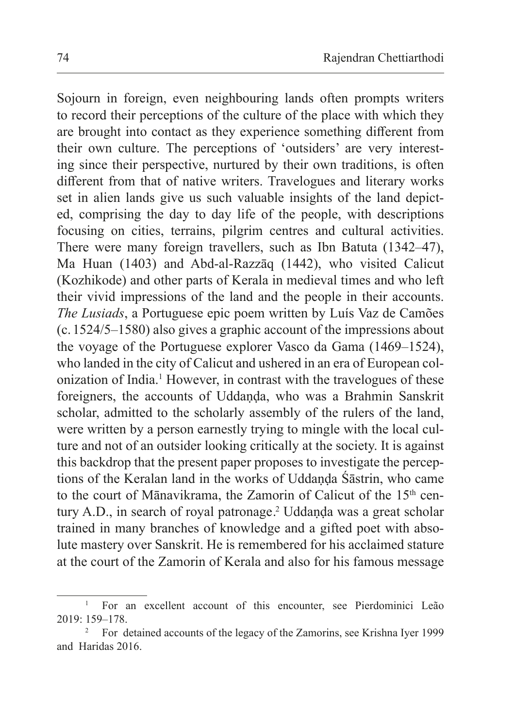Sojourn in foreign, even neighbouring lands often prompts writers to record their perceptions of the culture of the place with which they are brought into contact as they experience something different from their own culture. The perceptions of 'outsiders' are very interesting since their perspective, nurtured by their own traditions, is often different from that of native writers. Travelogues and literary works set in alien lands give us such valuable insights of the land depicted, comprising the day to day life of the people, with descriptions focusing on cities, terrains, pilgrim centres and cultural activities. There were many foreign travellers, such as Ibn Batuta (1342–47), Ma Huan (1403) and Abd-al-Razzāq (1442), who visited Calicut (Kozhikode) and other parts of Kerala in medieval times and who left their vivid impressions of the land and the people in their accounts. *The Lusiads*, a Portuguese epic poem written by Luís Vaz de Camões (c. 1524/5–1580) also gives a graphic account of the impressions about the voyage of the Portuguese explorer Vasco da Gama (1469–1524), who landed in the city of Calicut and ushered in an era of European colonization of India.[1] However, in contrast with the travelogues of these foreigners, the accounts of Uddaṇḍa, who was a Brahmin Sanskrit scholar, admitted to the scholarly assembly of the rulers of the land, were written by a person earnestly trying to mingle with the local culture and not of an outsider looking critically at the society. It is against this backdrop that the present paper proposes to investigate the perceptions of the Keralan land in the works of Uddaṇḍa Śāstrin, who came to the court of Mānavikrama, the Zamorin of Calicut of the 15th century A.D., in search of royal patronage.[2] Uddaṇḍa was a great scholar trained in many branches of knowledge and a gifted poet with absolute mastery over Sanskrit. He is remembered for his acclaimed stature at the court of the Zamorin of Kerala and also for his famous message

---

[1] For an excellent account of this encounter, see Pierdominici Leão 2019: 159–178.

[2] For detained accounts of the legacy of the Zamorins, see Krishna Iyer 1999 and Haridas 2016.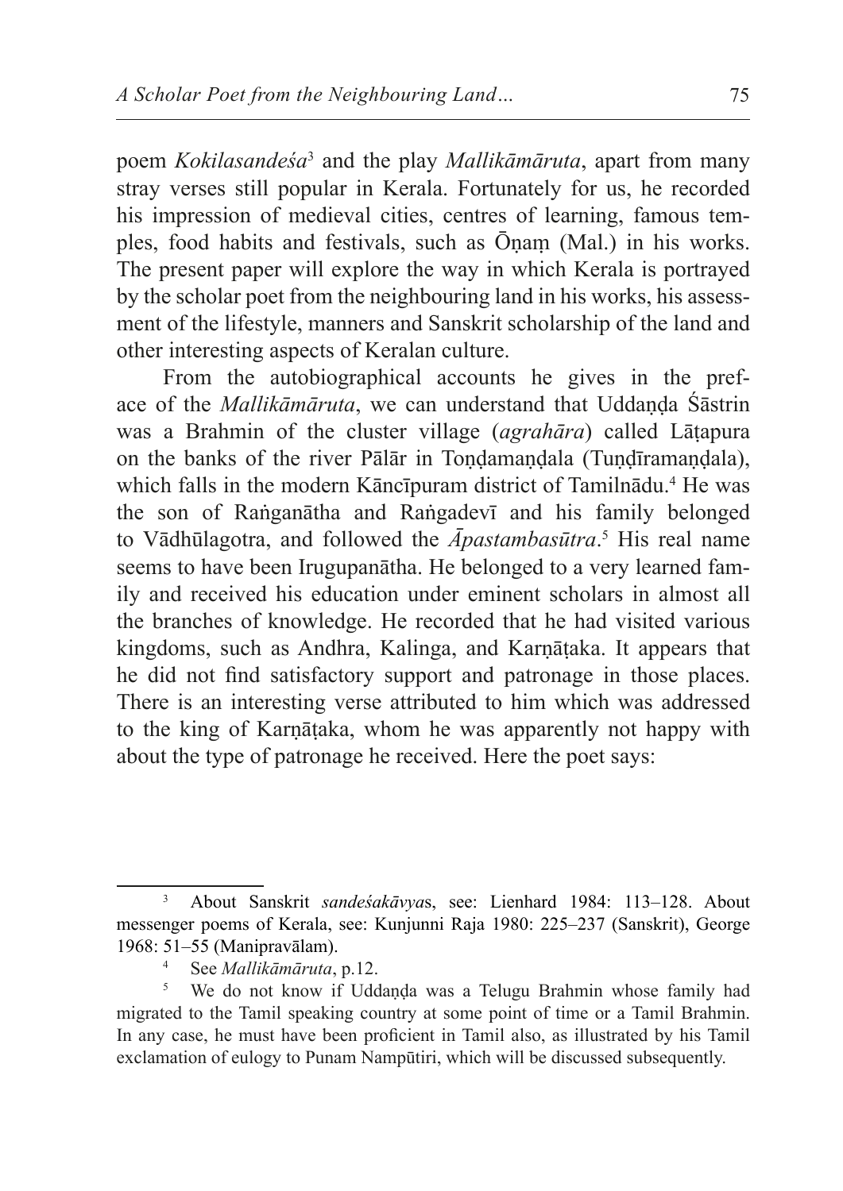poem *Kokilasandeśa*[3] and the play *Mallikāmāruta*, apart from many stray verses still popular in Kerala. Fortunately for us, he recorded his impression of medieval cities, centres of learning, famous temples, food habits and festivals, such as Ōṇaṃ (Mal.) in his works. The present paper will explore the way in which Kerala is portrayed by the scholar poet from the neighbouring land in his works, his assessment of the lifestyle, manners and Sanskrit scholarship of the land and other interesting aspects of Keralan culture.

From the autobiographical accounts he gives in the preface of the *Mallikāmāruta*, we can understand that Uddaṇḍa Śāstrin was a Brahmin of the cluster village (*agrahāra*) called Lāṭapura on the banks of the river Pālār in Toṇḍamaṇḍala (Tuṇḍīramaṇḍala), which falls in the modern Kāncīpuram district of Tamilnādu.[4] He was the son of Raṅganātha and Raṅgadevī and his family belonged to Vādhūlagotra, and followed the *Āpastambasūtra*.[5] His real name seems to have been Irugupanātha. He belonged to a very learned family and received his education under eminent scholars in almost all the branches of knowledge. He recorded that he had visited various kingdoms, such as Andhra, Kalinga, and Karṇāṭaka. It appears that he did not find satisfactory support and patronage in those places. There is an interesting verse attributed to him which was addressed to the king of Karṇāṭaka, whom he was apparently not happy with about the type of patronage he received. Here the poet says:

---

[3] About Sanskrit *sandeśakāvya*s, see: Lienhard 1984: 113–128. About messenger poems of Kerala, see: Kunjunni Raja 1980: 225–237 (Sanskrit), George 1968: 51–55 (Manipravālam).

[4] See *Mallikāmāruta*, p.12.

[5] We do not know if Uddaṇḍa was a Telugu Brahmin whose family had migrated to the Tamil speaking country at some point of time or a Tamil Brahmin. In any case, he must have been proficient in Tamil also, as illustrated by his Tamil exclamation of eulogy to Punam Nampūtiri, which will be discussed subsequently.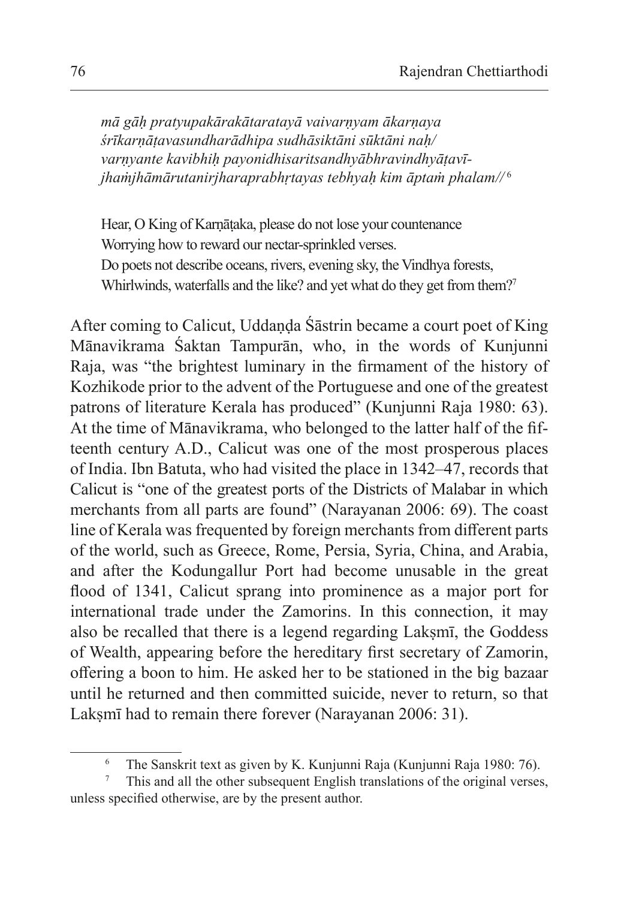*mā gāḥ pratyupakārakātaratayā vaivarṇyam ākarṇaya*
*śrīkarṇāṭavasundharādhipa sudhāsiktāni sūktāni naḥ/*
*varṇyante kavibhiḥ payonidhisaritsandhyābhravindhyāṭavī-*
*jhaṁjhāmārutanirjharaprabhṛtayas tebhyaḥ kim āptaṁ phalam//*[6]

Hear, O King of Karṇāṭaka, please do not lose your countenance
Worrying how to reward our nectar-sprinkled verses.
Do poets not describe oceans, rivers, evening sky, the Vindhya forests,
Whirlwinds, waterfalls and the like? and yet what do they get from them?[7]

After coming to Calicut, Uddaṇḍa Śāstrin became a court poet of King Mānavikrama Śaktan Tampurān, who, in the words of Kunjunni Raja, was "the brightest luminary in the firmament of the history of Kozhikode prior to the advent of the Portuguese and one of the greatest patrons of literature Kerala has produced" (Kunjunni Raja 1980: 63). At the time of Mānavikrama, who belonged to the latter half of the fifteenth century A.D., Calicut was one of the most prosperous places of India. Ibn Batuta, who had visited the place in 1342–47, records that Calicut is "one of the greatest ports of the Districts of Malabar in which merchants from all parts are found" (Narayanan 2006: 69). The coast line of Kerala was frequented by foreign merchants from different parts of the world, such as Greece, Rome, Persia, Syria, China, and Arabia, and after the Kodungallur Port had become unusable in the great flood of 1341, Calicut sprang into prominence as a major port for international trade under the Zamorins. In this connection, it may also be recalled that there is a legend regarding Lakṣmī, the Goddess of Wealth, appearing before the hereditary first secretary of Zamorin, offering a boon to him. He asked her to be stationed in the big bazaar until he returned and then committed suicide, never to return, so that Lakṣmī had to remain there forever (Narayanan 2006: 31).

[6] The Sanskrit text as given by K. Kunjunni Raja (Kunjunni Raja 1980: 76).

[7] This and all the other subsequent English translations of the original verses, unless specified otherwise, are by the present author.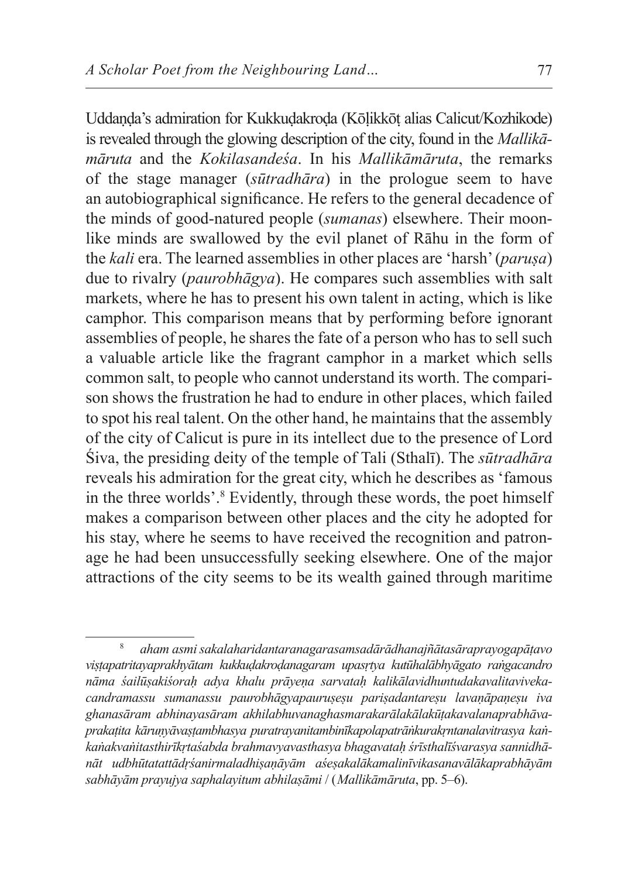Uddaṇḍa's admiration for Kukkuḍakroḍa (Kōḷikkōṭ alias Calicut/Kozhikode) is revealed through the glowing description of the city, found in the *Mallikāmāruta* and the *Kokilasandeśa*. In his *Mallikāmāruta*, the remarks of the stage manager (*sūtradhāra*) in the prologue seem to have an autobiographical significance. He refers to the general decadence of the minds of good-natured people (*sumanas*) elsewhere. Their moon-like minds are swallowed by the evil planet of Rāhu in the form of the *kali* era. The learned assemblies in other places are 'harsh' (*paruṣa*) due to rivalry (*paurobhāgya*). He compares such assemblies with salt markets, where he has to present his own talent in acting, which is like camphor. This comparison means that by performing before ignorant assemblies of people, he shares the fate of a person who has to sell such a valuable article like the fragrant camphor in a market which sells common salt, to people who cannot understand its worth. The comparison shows the frustration he had to endure in other places, which failed to spot his real talent. On the other hand, he maintains that the assembly of the city of Calicut is pure in its intellect due to the presence of Lord Śiva, the presiding deity of the temple of Tali (Sthalī). The *sūtradhāra* reveals his admiration for the great city, which he describes as 'famous in the three worlds'.[8] Evidently, through these words, the poet himself makes a comparison between other places and the city he adopted for his stay, where he seems to have received the recognition and patronage he had been unsuccessfully seeking elsewhere. One of the major attractions of the city seems to be its wealth gained through maritime

---

[8] *aham asmi sakalaharidantaranagarasamsadārādhanajñātasāraprayogapāṭavo viṣṭapatritayaprakhyātam kukkuḍakroḍanagaram upasṛtya kutūhalābhyāgato raṅgacandro nāma śailūṣakiśoraḥ adya khalu prāyeṇa sarvataḥ kalikālavidhuntudakavalitaviveka-candramassu sumanassu paurobhāgyapauruṣeṣu pariṣadantareṣu lavaṇāpaṇeṣu iva ghanasāram abhinayasāram akhilabhuvanaghasmarakarālakālakūṭakavalanaprabhāva-prakaṭita kāruṇyāvaṣṭambhasya puratrayanitambinīkapolapatrāṅkurakṛntanalavitrasya kaṅkaṅakvaṅitasthirīkṛtaśabda brahmavyavasthasya bhagavataḥ śrīsthalīśvarasya sannidhānāt udbhūtatattādṛśanirmaladhiṣaṇāyām aśeṣakalākamalinīvikasanavālākaprabhāyām sabhāyām prayujya saphalayitum abhilaṣāmi* / (*Mallikāmāruta*, pp. 5–6).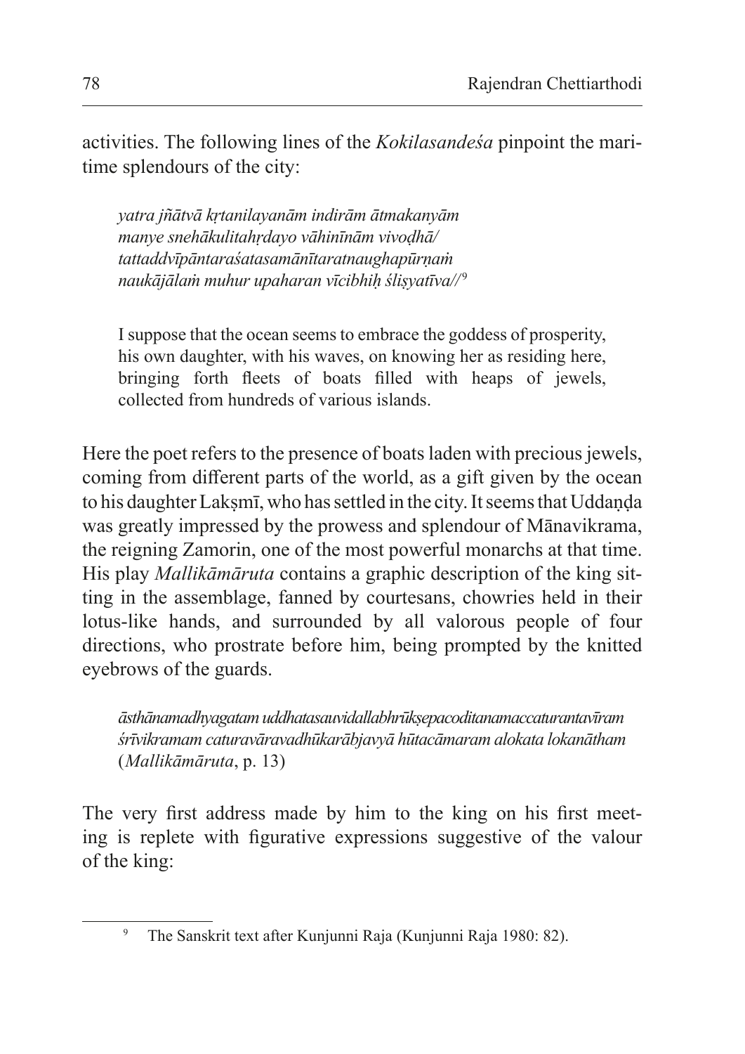activities. The following lines of the *Kokilasandeśa* pinpoint the maritime splendours of the city:

> *yatra jñātvā kṛtanilayanām indirām ātmakanyām*
> *manye snehākulitahṛdayo vāhinīnām vivoḍhā/*
> *tattaddvīpāntaraśatasamānītaratnaughapūrṇaṁ*
> *naukājālaṁ muhur upaharan vīcibhiḥ śliṣyatīva//*[9]
>
> I suppose that the ocean seems to embrace the goddess of prosperity, his own daughter, with his waves, on knowing her as residing here, bringing forth fleets of boats filled with heaps of jewels, collected from hundreds of various islands.

Here the poet refers to the presence of boats laden with precious jewels, coming from different parts of the world, as a gift given by the ocean to his daughter Lakṣmī, who has settled in the city. It seems that Uddaṇḍa was greatly impressed by the prowess and splendour of Mānavikrama, the reigning Zamorin, one of the most powerful monarchs at that time. His play *Mallikāmāruta* contains a graphic description of the king sitting in the assemblage, fanned by courtesans, chowries held in their lotus-like hands, and surrounded by all valorous people of four directions, who prostrate before him, being prompted by the knitted eyebrows of the guards.

> *āsthānamadhyagatam uddhatasauvidallabhrūkṣepacoditanamaccaturantavīram*
> *śrīvikramam caturavāravadhūkarābjavyā hūtacāmaram alokata lokanātham*
> (*Mallikāmāruta*, p. 13)

The very first address made by him to the king on his first meeting is replete with figurative expressions suggestive of the valour of the king:

---

[9] The Sanskrit text after Kunjunni Raja (Kunjunni Raja 1980: 82).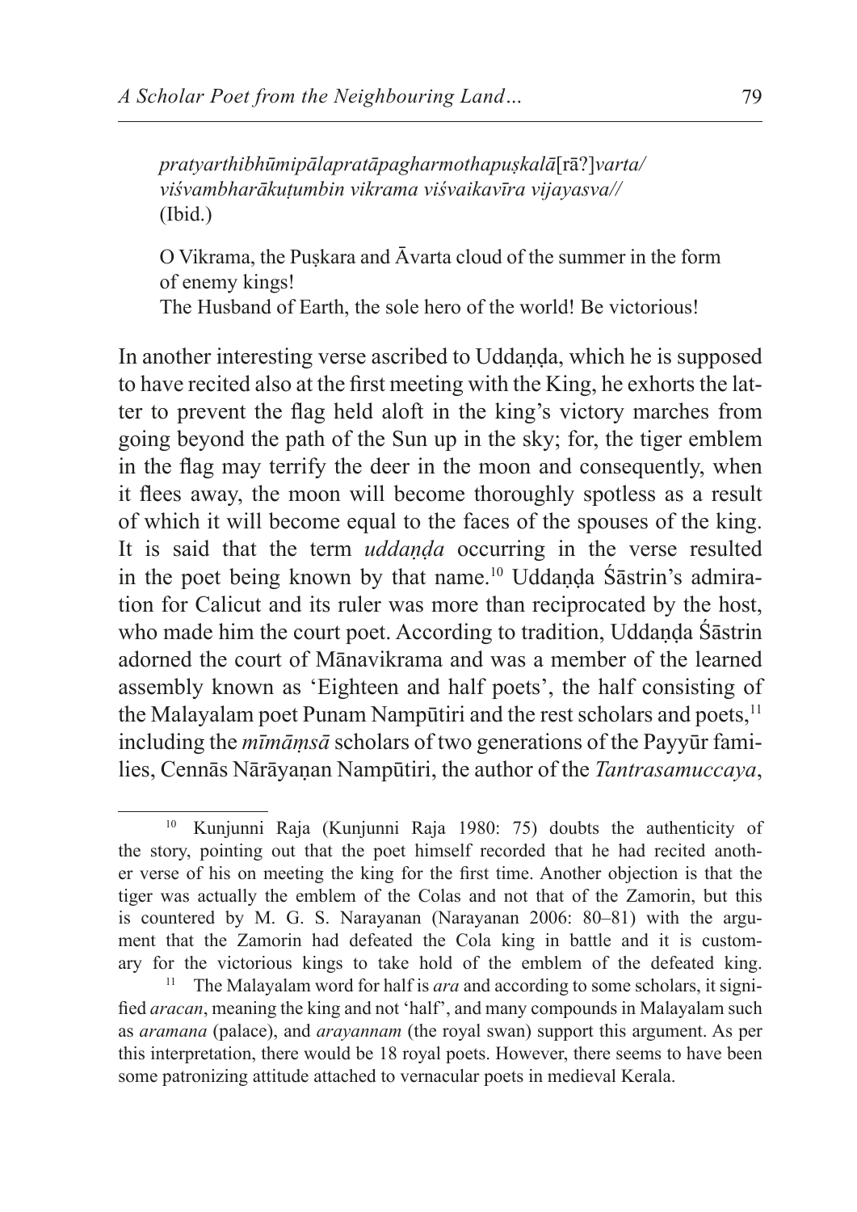*pratyarthibhūmipālapratāpagharmothapuṣkalā*[rā?]*varta/*
*viśvambharākuṭumbin vikrama viśvaikavīra vijayasva//*
(Ibid.)

O Vikrama, the Puṣkara and Āvarta cloud of the summer in the form of enemy kings!
The Husband of Earth, the sole hero of the world! Be victorious!

In another interesting verse ascribed to Uddaṇḍa, which he is supposed to have recited also at the first meeting with the King, he exhorts the latter to prevent the flag held aloft in the king's victory marches from going beyond the path of the Sun up in the sky; for, the tiger emblem in the flag may terrify the deer in the moon and consequently, when it flees away, the moon will become thoroughly spotless as a result of which it will become equal to the faces of the spouses of the king. It is said that the term *uddaṇḍa* occurring in the verse resulted in the poet being known by that name.[10] Uddaṇḍa Śāstrin's admiration for Calicut and its ruler was more than reciprocated by the host, who made him the court poet. According to tradition, Uddaṇḍa Śāstrin adorned the court of Mānavikrama and was a member of the learned assembly known as 'Eighteen and half poets', the half consisting of the Malayalam poet Punam Nampūtiri and the rest scholars and poets,[11] including the *mīmāṃsā* scholars of two generations of the Payyūr families, Cennās Nārāyaṇan Nampūtiri, the author of the *Tantrasamuccaya*,

---

[10] Kunjunni Raja (Kunjunni Raja 1980: 75) doubts the authenticity of the story, pointing out that the poet himself recorded that he had recited another verse of his on meeting the king for the first time. Another objection is that the tiger was actually the emblem of the Colas and not that of the Zamorin, but this is countered by M. G. S. Narayanan (Narayanan 2006: 80–81) with the argument that the Zamorin had defeated the Cola king in battle and it is customary for the victorious kings to take hold of the emblem of the defeated king.

[11] The Malayalam word for half is *ara* and according to some scholars, it signified *aracan*, meaning the king and not 'half', and many compounds in Malayalam such as *aramana* (palace), and *arayannam* (the royal swan) support this argument. As per this interpretation, there would be 18 royal poets. However, there seems to have been some patronizing attitude attached to vernacular poets in medieval Kerala.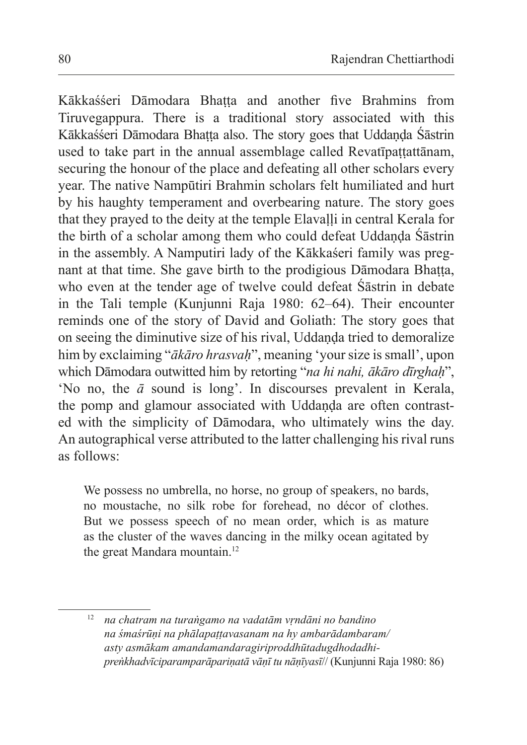Kākkaśśeri Dāmodara Bhaṭṭa and another five Brahmins from Tiruvegappura. There is a traditional story associated with this Kākkaśśeri Dāmodara Bhaṭṭa also. The story goes that Uddaṇḍa Śāstrin used to take part in the annual assemblage called Revatīpaṭṭattānam, securing the honour of the place and defeating all other scholars every year. The native Nampūtiri Brahmin scholars felt humiliated and hurt by his haughty temperament and overbearing nature. The story goes that they prayed to the deity at the temple Elavaḷḷi in central Kerala for the birth of a scholar among them who could defeat Uddaṇḍa Śāstrin in the assembly. A Namputiri lady of the Kākkaśeri family was pregnant at that time. She gave birth to the prodigious Dāmodara Bhaṭṭa, who even at the tender age of twelve could defeat Śāstrin in debate in the Tali temple (Kunjunni Raja 1980: 62–64). Their encounter reminds one of the story of David and Goliath: The story goes that on seeing the diminutive size of his rival, Uddaṇḍa tried to demoralize him by exclaiming "*ākāro hrasvaḥ*", meaning 'your size is small', upon which Dāmodara outwitted him by retorting "*na hi nahi, ākāro dīrghaḥ*", 'No no, the *ā* sound is long'. In discourses prevalent in Kerala, the pomp and glamour associated with Uddaṇḍa are often contrasted with the simplicity of Dāmodara, who ultimately wins the day. An autographical verse attributed to the latter challenging his rival runs as follows:

> We possess no umbrella, no horse, no group of speakers, no bards, no moustache, no silk robe for forehead, no décor of clothes. But we possess speech of no mean order, which is as mature as the cluster of the waves dancing in the milky ocean agitated by the great Mandara mountain.[12]

---

[12] *na chatram na turaṅgamo na vadatām vṛndāni no bandino*
*na śmaśrūṇi na phālapaṭṭavasanam na hy ambarādambaram/*
*asty asmākam amandamandaragiriproddhūtadugdhodadhi-*
*preṅkhadvīciparamparāpariṇatā vāṇī tu nāṇīyasī//* (Kunjunni Raja 1980: 86)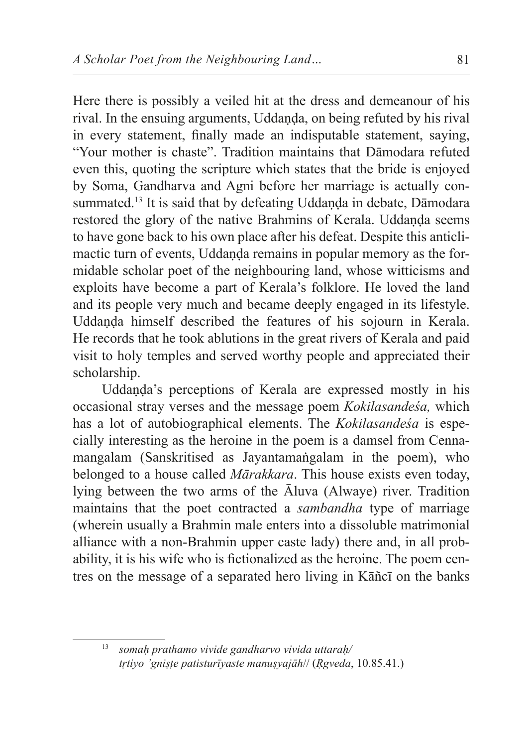Here there is possibly a veiled hit at the dress and demeanour of his rival. In the ensuing arguments, Uddaṇḍa, on being refuted by his rival in every statement, finally made an indisputable statement, saying, "Your mother is chaste". Tradition maintains that Dāmodara refuted even this, quoting the scripture which states that the bride is enjoyed by Soma, Gandharva and Agni before her marriage is actually consummated.[13] It is said that by defeating Uddaṇḍa in debate, Dāmodara restored the glory of the native Brahmins of Kerala. Uddaṇḍa seems to have gone back to his own place after his defeat. Despite this anticlimactic turn of events, Uddaṇḍa remains in popular memory as the formidable scholar poet of the neighbouring land, whose witticisms and exploits have become a part of Kerala's folklore. He loved the land and its people very much and became deeply engaged in its lifestyle. Uddaṇḍa himself described the features of his sojourn in Kerala. He records that he took ablutions in the great rivers of Kerala and paid visit to holy temples and served worthy people and appreciated their scholarship.

Uddaṇḍa's perceptions of Kerala are expressed mostly in his occasional stray verses and the message poem *Kokilasandeśa,* which has a lot of autobiographical elements. The *Kokilasandeśa* is especially interesting as the heroine in the poem is a damsel from Cennamangalam (Sanskritised as Jayantamaṅgalam in the poem), who belonged to a house called *Mārakkara*. This house exists even today, lying between the two arms of the Āluva (Alwaye) river. Tradition maintains that the poet contracted a *sambandha* type of marriage (wherein usually a Brahmin male enters into a dissoluble matrimonial alliance with a non-Brahmin upper caste lady) there and, in all probability, it is his wife who is fictionalized as the heroine. The poem centres on the message of a separated hero living in Kāñcī on the banks

---

[13] *somaḥ prathamo vivide gandharvo vivida uttaraḥ/ tṛtiyo 'gniṣṭe patisturīyaste manuṣyajāh//* (*Ṛgveda*, 10.85.41.)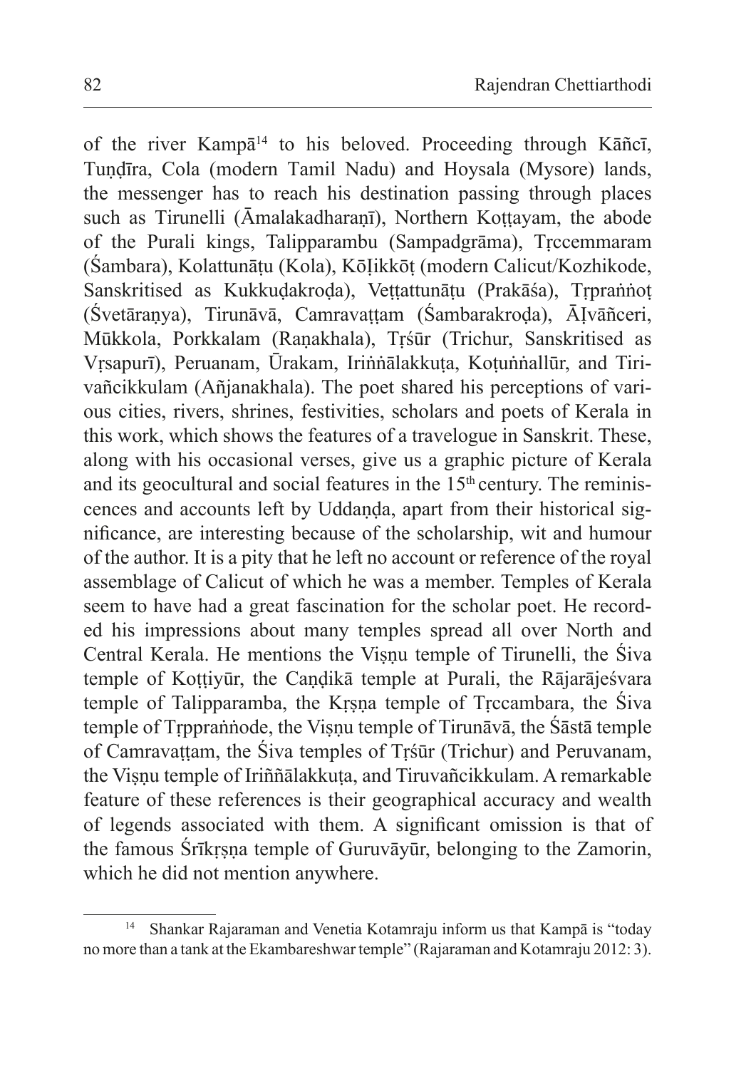of the river Kampā[14] to his beloved. Proceeding through Kāñcī, Tuṇḍīra, Cola (modern Tamil Nadu) and Hoysala (Mysore) lands, the messenger has to reach his destination passing through places such as Tirunelli (Āmalakadharaṇī), Northern Koṭṭayam, the abode of the Purali kings, Talipparambu (Sampadgrāma), Tṛccemmaram (Śambara), Kolattunāṭu (Kola), KōḷIkkōṭ (modern Calicut/Kozhikode, Sanskritised as Kukkuḍakroḍa), Veṭṭattunāṭu (Prakāśa), Tṛpraṅṅoṭ (Śvetāraṇya), Tirunāvā, Camravaṭṭam (Śambarakroḍa), ĀḶvāñceri, Mūkkola, Porkkalam (Raṇakhala), Tṛśūr (Trichur, Sanskritised as Vṛsapurī), Peruanam, Ūrakam, Iriṅṅālakkuṭa, Koṭuṅṅallūr, and Tirivañcikkulam (Añjanakhala). The poet shared his perceptions of various cities, rivers, shrines, festivities, scholars and poets of Kerala in this work, which shows the features of a travelogue in Sanskrit. These, along with his occasional verses, give us a graphic picture of Kerala and its geocultural and social features in the 15th century. The reminiscences and accounts left by Uddaṇḍa, apart from their historical significance, are interesting because of the scholarship, wit and humour of the author. It is a pity that he left no account or reference of the royal assemblage of Calicut of which he was a member. Temples of Kerala seem to have had a great fascination for the scholar poet. He recorded his impressions about many temples spread all over North and Central Kerala. He mentions the Viṣṇu temple of Tirunelli, the Śiva temple of Koṭṭiyūr, the Caṇḍikā temple at Purali, the Rājarājeśvara temple of Talipparamba, the Kṛṣṇa temple of Tṛccambara, the Śiva temple of Tṛppraṅṅode, the Viṣṇu temple of Tirunāvā, the Śāstā temple of Camravaṭṭam, the Śiva temples of Tṛśūr (Trichur) and Peruvanam, the Viṣṇu temple of Iriññālakkuṭa, and Tiruvañcikkulam. A remarkable feature of these references is their geographical accuracy and wealth of legends associated with them. A significant omission is that of the famous Śrīkṛṣṇa temple of Guruvāyūr, belonging to the Zamorin, which he did not mention anywhere.

[14] Shankar Rajaraman and Venetia Kotamraju inform us that Kampā is "today no more than a tank at the Ekambareshwar temple" (Rajaraman and Kotamraju 2012: 3).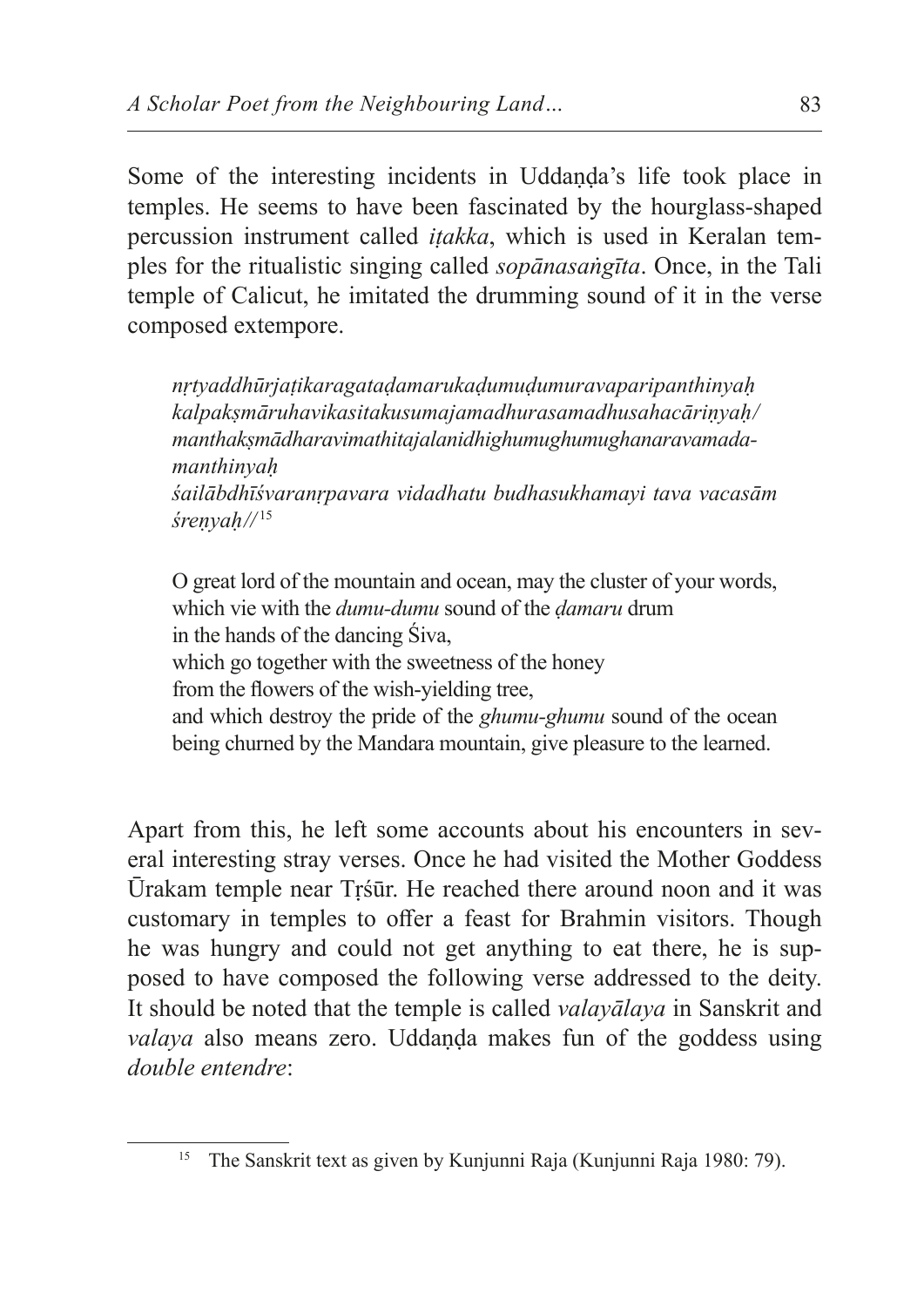Some of the interesting incidents in Uddaṇḍa's life took place in temples. He seems to have been fascinated by the hourglass-shaped percussion instrument called *iṭakka*, which is used in Keralan temples for the ritualistic singing called *sopānasaṅgīta*. Once, in the Tali temple of Calicut, he imitated the drumming sound of it in the verse composed extempore.

> *nṛtyaddhūrjaṭikaragataḍamarukaḍumuḍumuravaparipanthinyaḥ*
> *kalpakṣmāruhavikasitakusumajamadhurasamadhusahacāriṇyaḥ/*
> *manthakṣmādharavimathitajalanidhighumughumughanaravamada-manthinyaḥ*
> *śailābdhīśvaranṛpavara vidadhatu budhasukhamayi tava vacasām śreṇyaḥ//*[15]

> O great lord of the mountain and ocean, may the cluster of your words,
> which vie with the *dumu-dumu* sound of the *ḍamaru* drum
> in the hands of the dancing Śiva,
> which go together with the sweetness of the honey
> from the flowers of the wish-yielding tree,
> and which destroy the pride of the *ghumu-ghumu* sound of the ocean
> being churned by the Mandara mountain, give pleasure to the learned.

Apart from this, he left some accounts about his encounters in several interesting stray verses. Once he had visited the Mother Goddess Ūrakam temple near Tṛśūr. He reached there around noon and it was customary in temples to offer a feast for Brahmin visitors. Though he was hungry and could not get anything to eat there, he is supposed to have composed the following verse addressed to the deity. It should be noted that the temple is called *valayālaya* in Sanskrit and *valaya* also means zero. Uddaṇḍa makes fun of the goddess using *double entendre*:

---

[15] The Sanskrit text as given by Kunjunni Raja (Kunjunni Raja 1980: 79).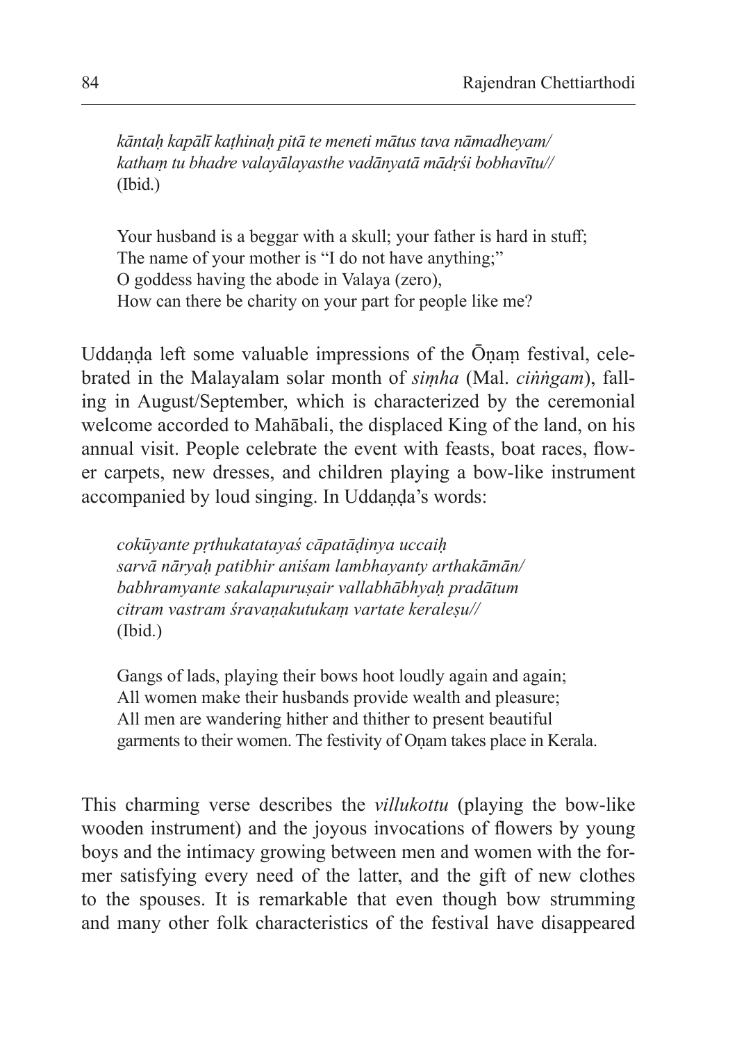*kāntaḥ kapālī kaṭhinaḥ pitā te meneti mātus tava nāmadheyam/*
*kathaṃ tu bhadre valayālayasthe vadānyatā mādṛśi bobhavītu//*
(Ibid.)

Your husband is a beggar with a skull; your father is hard in stuff;
The name of your mother is "I do not have anything;"
O goddess having the abode in Valaya (zero),
How can there be charity on your part for people like me?

Uddaṇḍa left some valuable impressions of the Ōṇaṃ festival, celebrated in the Malayalam solar month of *siṃha* (Mal. *ciṅṅgam*), falling in August/September, which is characterized by the ceremonial welcome accorded to Mahābali, the displaced King of the land, on his annual visit. People celebrate the event with feasts, boat races, flower carpets, new dresses, and children playing a bow-like instrument accompanied by loud singing. In Uddaṇḍa's words:

*cokūyante pṛthukatatayaś cāpatāḍinya uccaiḥ*
*sarvā nāryaḥ patibhir aniśam lambhayanty arthakāmān/*
*babhramyante sakalapuruṣair vallabhābhyaḥ pradātum*
*citram vastram śravaṇakutukaṃ vartate keraleṣu//*
(Ibid.)

Gangs of lads, playing their bows hoot loudly again and again;
All women make their husbands provide wealth and pleasure;
All men are wandering hither and thither to present beautiful
garments to their women. The festivity of Oṇam takes place in Kerala.

This charming verse describes the *villukottu* (playing the bow-like wooden instrument) and the joyous invocations of flowers by young boys and the intimacy growing between men and women with the former satisfying every need of the latter, and the gift of new clothes to the spouses. It is remarkable that even though bow strumming and many other folk characteristics of the festival have disappeared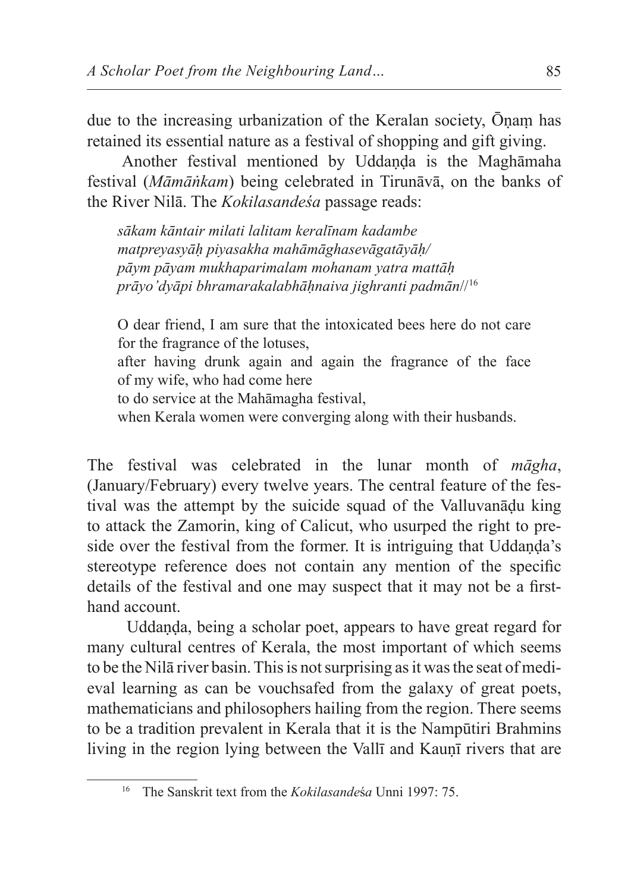due to the increasing urbanization of the Keralan society, Ōṇaṃ has retained its essential nature as a festival of shopping and gift giving.

Another festival mentioned by Uddaṇḍa is the Maghāmaha festival (*Māmāṅkam*) being celebrated in Tirunāvā, on the banks of the River Nilā. The *Kokilasandeśa* passage reads:

> *sākam kāntair milati lalitam keralīnam kadambe*
> *matpreyasyāḥ piyasakha mahāmāghasevāgatāyāḥ/*
> *pāym pāyam mukhaparimalam mohanam yatra mattāḥ*
> *prāyo'dyāpi bhramarakalabhāḥnaiva jighranti padmān//*[16]
>
> O dear friend, I am sure that the intoxicated bees here do not care for the fragrance of the lotuses,
> after having drunk again and again the fragrance of the face of my wife, who had come here
> to do service at the Mahāmagha festival,
> when Kerala women were converging along with their husbands.

The festival was celebrated in the lunar month of *māgha*, (January/February) every twelve years. The central feature of the festival was the attempt by the suicide squad of the Valluvanāḍu king to attack the Zamorin, king of Calicut, who usurped the right to preside over the festival from the former. It is intriguing that Uddaṇḍa's stereotype reference does not contain any mention of the specific details of the festival and one may suspect that it may not be a first-hand account.

Uddaṇḍa, being a scholar poet, appears to have great regard for many cultural centres of Kerala, the most important of which seems to be the Nilā river basin. This is not surprising as it was the seat of medieval learning as can be vouchsafed from the galaxy of great poets, mathematicians and philosophers hailing from the region. There seems to be a tradition prevalent in Kerala that it is the Nampūtiri Brahmins living in the region lying between the Vallī and Kauṇī rivers that are

---

[16] The Sanskrit text from the *Kokilasandeśa* Unni 1997: 75.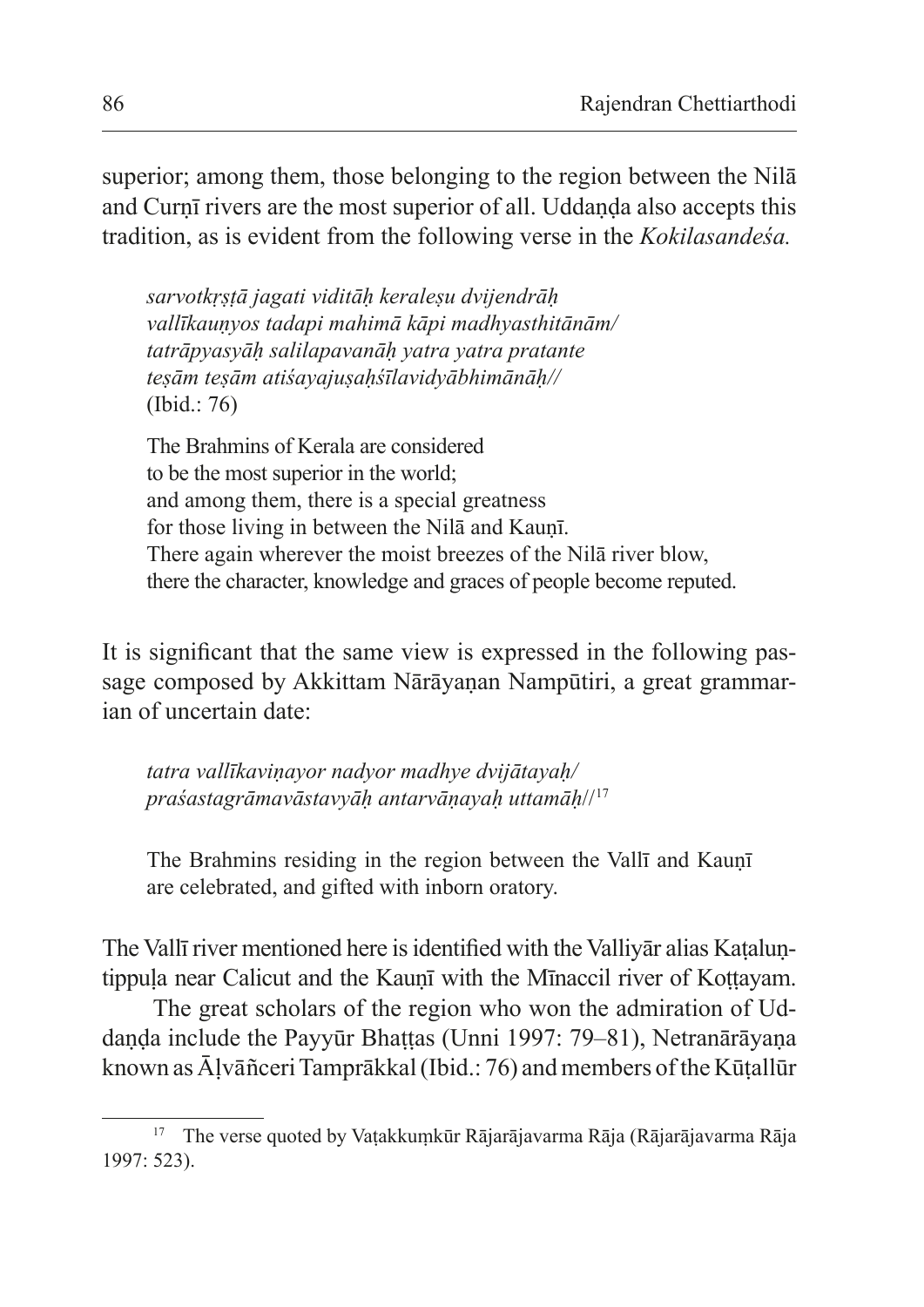superior; among them, those belonging to the region between the Nilā and Curṇī rivers are the most superior of all. Uddaṇḍa also accepts this tradition, as is evident from the following verse in the *Kokilasandeśa.*

> *sarvotkṛṣṭā jagati viditāḥ keraleṣu dvijendrāḥ*
> *vallīkauṇyos tadapi mahimā kāpi madhyasthitānām/*
> *tatrāpyasyāḥ salilapavanāḥ yatra yatra pratante*
> *teṣām teṣām atiśayajuṣaḥśīlavidyābhimānāḥ//*
> (Ibid.: 76)
>
> The Brahmins of Kerala are considered
> to be the most superior in the world;
> and among them, there is a special greatness
> for those living in between the Nilā and Kauṇī.
> There again wherever the moist breezes of the Nilā river blow,
> there the character, knowledge and graces of people become reputed.

It is significant that the same view is expressed in the following passage composed by Akkittam Nārāyaṇan Nampūtiri, a great grammarian of uncertain date:

> *tatra vallīkaviṇayor nadyor madhye dvijātayaḥ/*
> *praśastagrāmavāstavyāḥ antarvāṇayaḥ uttamāḥ//*[17]
>
> The Brahmins residing in the region between the Vallī and Kauṇī are celebrated, and gifted with inborn oratory.

The Vallī river mentioned here is identified with the Valliyār alias Kaṭaluṇtippuḷa near Calicut and the Kauṇī with the Mīnaccil river of Koṭṭayam.

The great scholars of the region who won the admiration of Uddaṇḍa include the Payyūr Bhaṭṭas (Unni 1997: 79–81), Netranārāyaṇa known as Āḷvāñceri Tamprākkal (Ibid.: 76) and members of the Kūṭallūr

[17] The verse quoted by Vaṭakkuṃkūr Rājarājavarma Rāja (Rājarājavarma Rāja 1997: 523).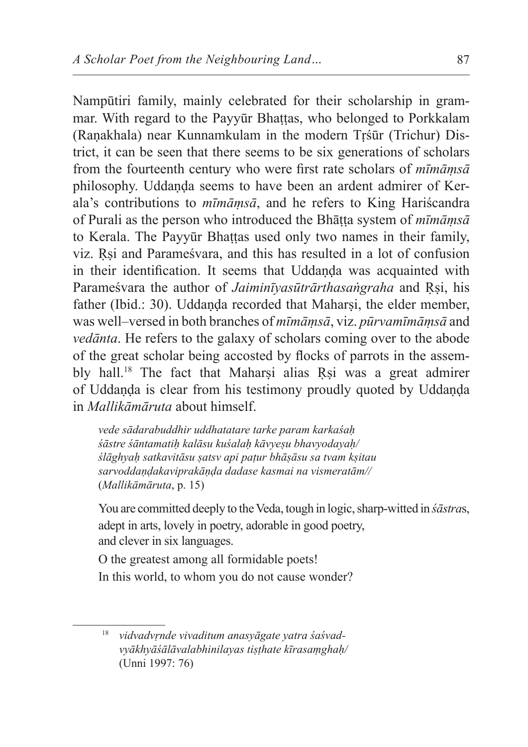Nampūtiri family, mainly celebrated for their scholarship in grammar. With regard to the Payyūr Bhaṭṭas, who belonged to Porkkalam (Raṇakhala) near Kunnamkulam in the modern Tṛśūr (Trichur) District, it can be seen that there seems to be six generations of scholars from the fourteenth century who were first rate scholars of *mīmāṃsā* philosophy. Uddaṇḍa seems to have been an ardent admirer of Kerala's contributions to *mīmāṃsā*, and he refers to King Hariścandra of Purali as the person who introduced the Bhāṭṭa system of *mīmāṃsā* to Kerala. The Payyūr Bhaṭṭas used only two names in their family, viz. Ṛṣi and Parameśvara, and this has resulted in a lot of confusion in their identification. It seems that Uddaṇḍa was acquainted with Parameśvara the author of *Jaiminīyasūtrārthasaṅgraha* and Ṛṣi, his father (Ibid.: 30). Uddaṇḍa recorded that Maharṣi, the elder member, was well–versed in both branches of *mīmāṃsā*, viz. *pūrvamīmāṃsā* and *vedānta*. He refers to the galaxy of scholars coming over to the abode of the great scholar being accosted by flocks of parrots in the assembly hall.[18] The fact that Maharṣi alias Ṛṣi was a great admirer of Uddaṇḍa is clear from his testimony proudly quoted by Uddaṇḍa in *Mallikāmāruta* about himself.

> *vede sādarabuddhir uddhatatare tarke param karkaśaḥ*
> *śāstre śāntamatiḥ kalāsu kuśalaḥ kāvyeṣu bhavyodayaḥ/*
> *ślāghyaḥ satkavitāsu ṣatsv api paṭur bhāṣāsu sa tvam kṣitau*
> *sarvoddaṇḍakaviprakāṇḍa dadase kasmai na vismeratām//*
> (*Mallikāmāruta*, p. 15)
>
> You are committed deeply to the Veda, tough in logic, sharp-witted in *śāstra*s,
> adept in arts, lovely in poetry, adorable in good poetry,
> and clever in six languages.
>
> O the greatest among all formidable poets!
> In this world, to whom you do not cause wonder?

---

[18] *vidvadvṛnde vivaditum anasyāgate yatra śaśvad-*
*vyākhyāśālāvalabhinilayas tiṣṭhate kīrasaṃghaḥ/*
(Unni 1997: 76)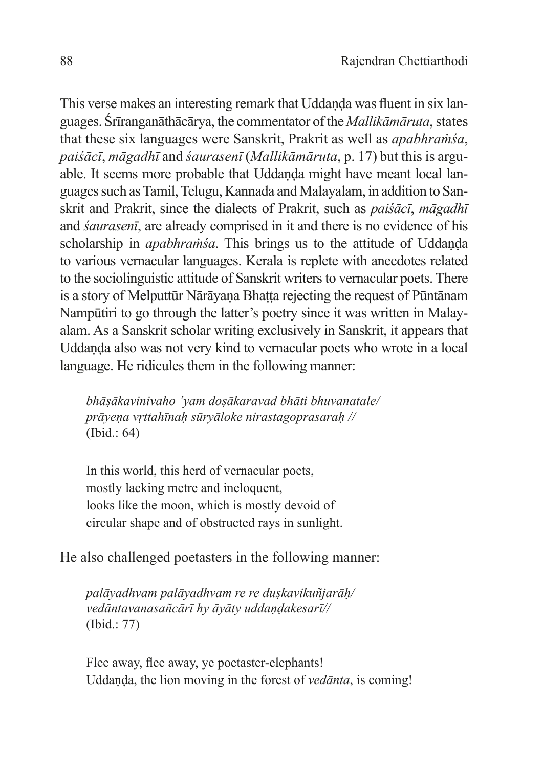This verse makes an interesting remark that Uddaṇḍa was fluent in six languages. Śrīranganāthācārya, the commentator of the *Mallikāmāruta*, states that these six languages were Sanskrit, Prakrit as well as *apabhraṁśa*, *paiśācī*, *māgadhī* and *śaurasenī* (*Mallikāmāruta*, p. 17) but this is arguable. It seems more probable that Uddaṇḍa might have meant local languages such as Tamil, Telugu, Kannada and Malayalam, in addition to Sanskrit and Prakrit, since the dialects of Prakrit, such as *paiśācī*, *māgadhī* and *śaurasenī*, are already comprised in it and there is no evidence of his scholarship in *apabhraṁśa*. This brings us to the attitude of Uddaṇḍa to various vernacular languages. Kerala is replete with anecdotes related to the sociolinguistic attitude of Sanskrit writers to vernacular poets. There is a story of Melputtūr Nārāyaṇa Bhaṭṭa rejecting the request of Pūntānam Nampūtiri to go through the latter's poetry since it was written in Malayalam. As a Sanskrit scholar writing exclusively in Sanskrit, it appears that Uddaṇḍa also was not very kind to vernacular poets who wrote in a local language. He ridicules them in the following manner:

> *bhāṣākavinivaho 'yam doṣākaravad bhāti bhuvanatale/*
> *prāyeṇa vṛttahīnaḥ sūryāloke nirastagoprasaraḥ //*
> (Ibid.: 64)
>
> In this world, this herd of vernacular poets,
> mostly lacking metre and ineloquent,
> looks like the moon, which is mostly devoid of
> circular shape and of obstructed rays in sunlight.

He also challenged poetasters in the following manner:

> *palāyadhvam palāyadhvam re re duṣkavikuñjarāḥ/*
> *vedāntavanasañcārī hy āyāty uddaṇḍakesarī//*
> (Ibid.: 77)
>
> Flee away, flee away, ye poetaster-elephants!
> Uddaṇḍa, the lion moving in the forest of *vedānta*, is coming!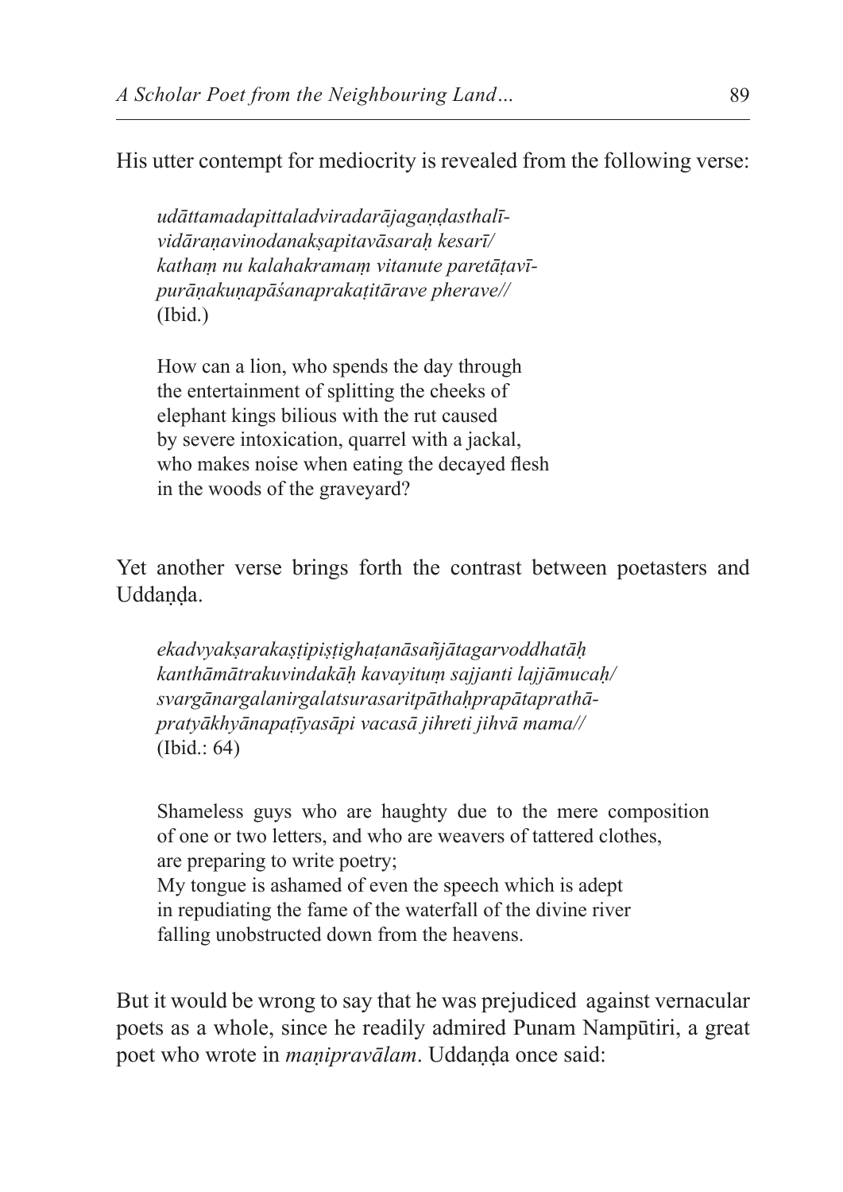His utter contempt for mediocrity is revealed from the following verse:

> *udāttamadapittaladviradarājagaṇḍasthalī-*
> *vidāraṇavinodanakṣapitavāsaraḥ kesarī/*
> *kathaṃ nu kalahakramaṃ vitanute paretāṭavī-*
> *purāṇakuṇapāśanaprakaṭitārave pherave//*
> (Ibid.)
>
> How can a lion, who spends the day through
> the entertainment of splitting the cheeks of
> elephant kings bilious with the rut caused
> by severe intoxication, quarrel with a jackal,
> who makes noise when eating the decayed flesh
> in the woods of the graveyard?

Yet another verse brings forth the contrast between poetasters and Uddaṇḍa.

> *ekadvyakṣarakaṣṭipiṣṭighaṭanāsañjātagarvoddhatāḥ*
> *kanthāmātrakuvindakāḥ kavayituṃ sajjanti lajjāmucaḥ/*
> *svargānargalanirgalatsurasaritpāthaḥprapātaprathā-*
> *pratyākhyānapaṭīyasāpi vacasā jihreti jihvā mama//*
> (Ibid.: 64)
>
> Shameless guys who are haughty due to the mere composition
> of one or two letters, and who are weavers of tattered clothes,
> are preparing to write poetry;
> My tongue is ashamed of even the speech which is adept
> in repudiating the fame of the waterfall of the divine river
> falling unobstructed down from the heavens.

But it would be wrong to say that he was prejudiced against vernacular poets as a whole, since he readily admired Punam Nampūtiri, a great poet who wrote in *maṇipravālam*. Uddaṇḍa once said: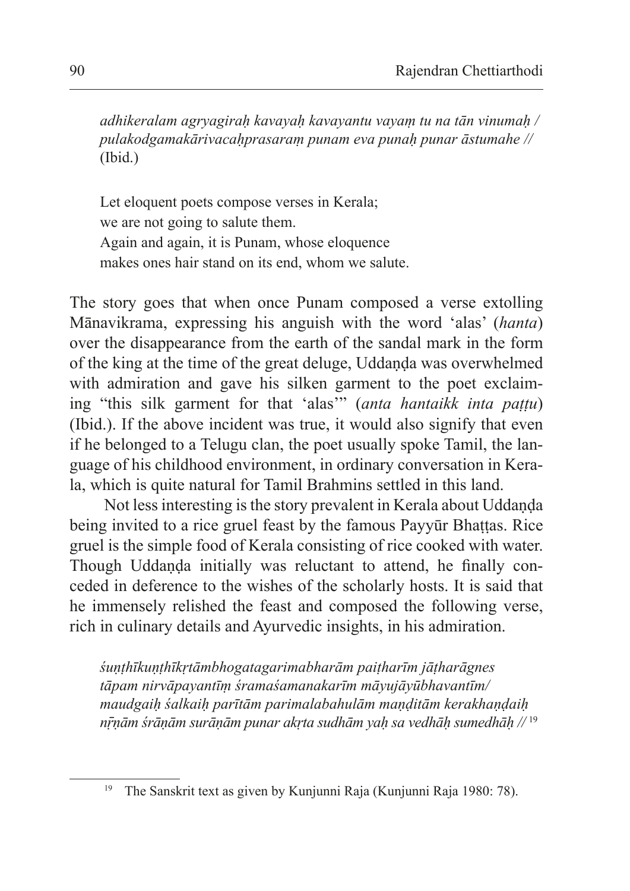*adhikeralam agryagiraḥ kavayaḥ kavayantu vayaṃ tu na tān vinumaḥ /*
*pulakodgamakārivacaḥprasaraṃ punam eva punaḥ punar āstumahe //*
(Ibid.)

Let eloquent poets compose verses in Kerala;
we are not going to salute them.
Again and again, it is Punam, whose eloquence
makes ones hair stand on its end, whom we salute.

The story goes that when once Punam composed a verse extolling Mānavikrama, expressing his anguish with the word 'alas' (*hanta*) over the disappearance from the earth of the sandal mark in the form of the king at the time of the great deluge, Uddaṇḍa was overwhelmed with admiration and gave his silken garment to the poet exclaiming "this silk garment for that 'alas'" (*anta hantaikk inta paṭṭu*) (Ibid.). If the above incident was true, it would also signify that even if he belonged to a Telugu clan, the poet usually spoke Tamil, the language of his childhood environment, in ordinary conversation in Kerala, which is quite natural for Tamil Brahmins settled in this land.

Not less interesting is the story prevalent in Kerala about Uddaṇḍa being invited to a rice gruel feast by the famous Payyūr Bhaṭṭas. Rice gruel is the simple food of Kerala consisting of rice cooked with water. Though Uddaṇḍa initially was reluctant to attend, he finally conceded in deference to the wishes of the scholarly hosts. It is said that he immensely relished the feast and composed the following verse, rich in culinary details and Ayurvedic insights, in his admiration.

*śuṇṭhīkuṇṭhīkṛtāmbhogatagarimabharām paiṭharīm jāṭharāgnes*
*tāpam nirvāpayantīṃ śramaśamanakarīm māyujāyūbhavantīm/*
*maudgaiḥ śalkaiḥ parītām parimalabahulām maṇḍitām kerakhaṇḍaiḥ*
*nṝṇām śrāṇām surāṇām punar akṛta sudhām yaḥ sa vedhāḥ sumedhāḥ //* [19]

[19] The Sanskrit text as given by Kunjunni Raja (Kunjunni Raja 1980: 78).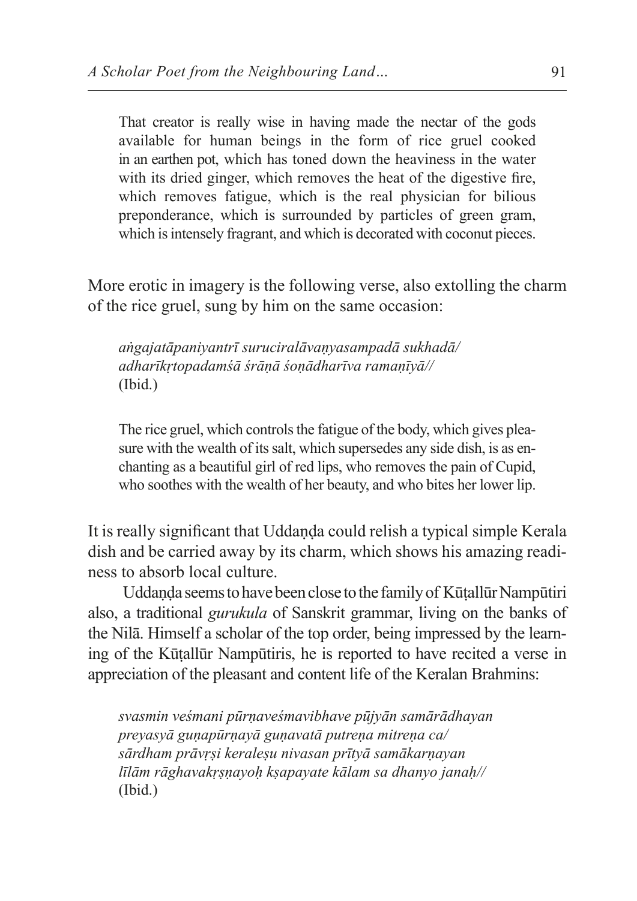That creator is really wise in having made the nectar of the gods available for human beings in the form of rice gruel cooked in an earthen pot, which has toned down the heaviness in the water with its dried ginger, which removes the heat of the digestive fire, which removes fatigue, which is the real physician for bilious preponderance, which is surrounded by particles of green gram, which is intensely fragrant, and which is decorated with coconut pieces.

More erotic in imagery is the following verse, also extolling the charm of the rice gruel, sung by him on the same occasion:

*aṅgajatāpaniyantrī suruciralāvaṇyasampadā sukhadā/*
*adharīkṛtopadaṁśā śrāṇā śoṇādharīva ramaṇīyā//*
(Ibid.)

The rice gruel, which controls the fatigue of the body, which gives pleasure with the wealth of its salt, which supersedes any side dish, is as enchanting as a beautiful girl of red lips, who removes the pain of Cupid, who soothes with the wealth of her beauty, and who bites her lower lip.

It is really significant that Uddaṇḍa could relish a typical simple Kerala dish and be carried away by its charm, which shows his amazing readiness to absorb local culture.

Uddaṇḍa seems to have been close to the family of Kūṭallūr Nampūtiri also, a traditional *gurukula* of Sanskrit grammar, living on the banks of the Nilā. Himself a scholar of the top order, being impressed by the learning of the Kūṭallūr Nampūtiris, he is reported to have recited a verse in appreciation of the pleasant and content life of the Keralan Brahmins:

*svasmin veśmani pūrṇaveśmavibhave pūjyān samārādhayan*
*preyasyā guṇapūrṇayā guṇavatā putreṇa mitreṇa ca/*
*sārdham prāvṛṣi keraleṣu nivasan prītyā samākarṇayan*
*līlām rāghavakṛṣṇayoḥ kṣapayate kālam sa dhanyo janaḥ//*
(Ibid.)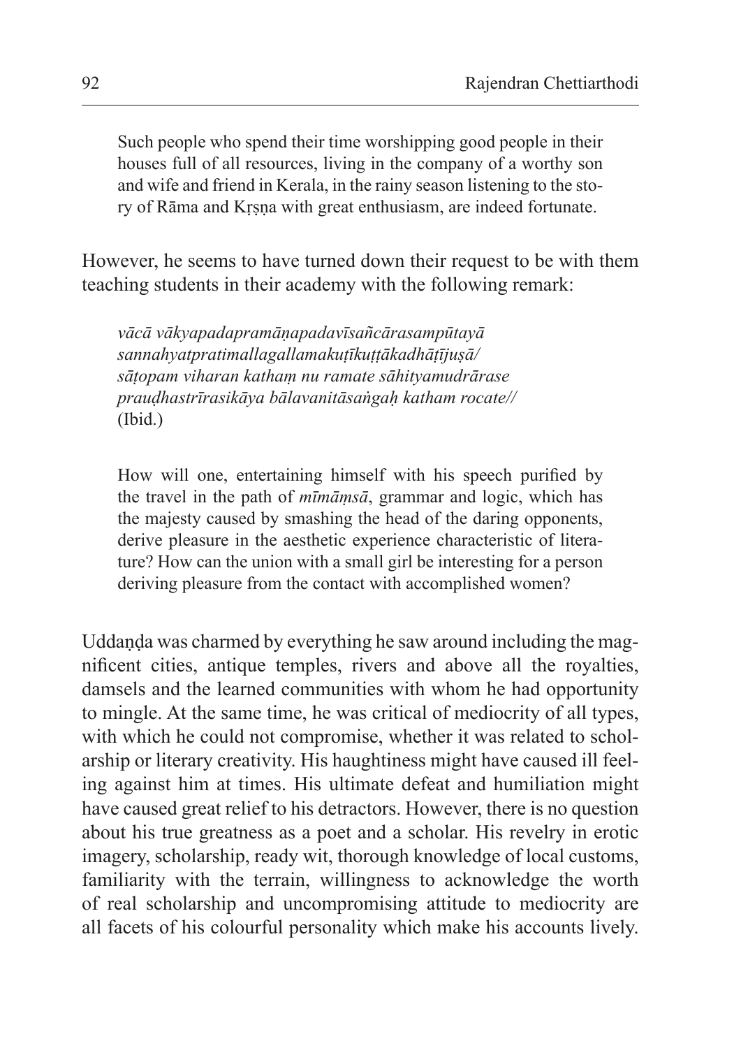> Such people who spend their time worshipping good people in their houses full of all resources, living in the company of a worthy son and wife and friend in Kerala, in the rainy season listening to the story of Rāma and Kṛṣṇa with great enthusiasm, are indeed fortunate.

However, he seems to have turned down their request to be with them teaching students in their academy with the following remark:

> *vācā vākyapadapramāṇapadavīsañcārasampūtayā*
> *sannahyatpratimallagallamakuṭīkuṭṭākadhāṭījuṣā/*
> *sāṭopam viharan kathaṃ nu ramate sāhityamudrārase*
> *prauḍhastrīrasikāya bālavanitāsaṅgaḥ katham rocate//*
> (Ibid.)

> How will one, entertaining himself with his speech purified by the travel in the path of *mīmāṃsā*, grammar and logic, which has the majesty caused by smashing the head of the daring opponents, derive pleasure in the aesthetic experience characteristic of literature? How can the union with a small girl be interesting for a person deriving pleasure from the contact with accomplished women?

Uddaṇḍa was charmed by everything he saw around including the magnificent cities, antique temples, rivers and above all the royalties, damsels and the learned communities with whom he had opportunity to mingle. At the same time, he was critical of mediocrity of all types, with which he could not compromise, whether it was related to scholarship or literary creativity. His haughtiness might have caused ill feeling against him at times. His ultimate defeat and humiliation might have caused great relief to his detractors. However, there is no question about his true greatness as a poet and a scholar. His revelry in erotic imagery, scholarship, ready wit, thorough knowledge of local customs, familiarity with the terrain, willingness to acknowledge the worth of real scholarship and uncompromising attitude to mediocrity are all facets of his colourful personality which make his accounts lively.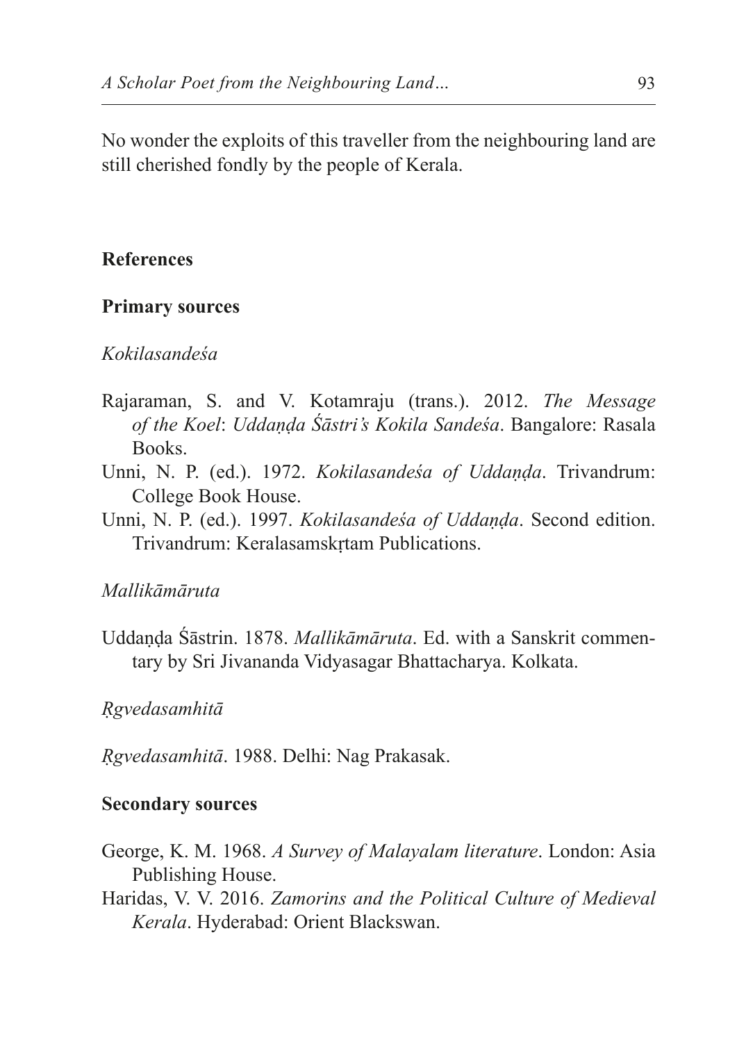No wonder the exploits of this traveller from the neighbouring land are still cherished fondly by the people of Kerala.

## References

### Primary sources

*Kokilasandeśa*

Rajaraman, S. and V. Kotamraju (trans.). 2012. *The Message of the Koel*: *Uddaṇḍa Śāstri's Kokila Sandeśa*. Bangalore: Rasala Books.

Unni, N. P. (ed.). 1972. *Kokilasandeśa of Uddaṇḍa*. Trivandrum: College Book House.

Unni, N. P. (ed.). 1997. *Kokilasandeśa of Uddaṇḍa*. Second edition. Trivandrum: Keralasamskṛtam Publications.

*Mallikāmāruta*

Uddaṇḍa Śāstrin. 1878. *Mallikāmāruta*. Ed. with a Sanskrit commentary by Sri Jivananda Vidyasagar Bhattacharya. Kolkata.

*Ṛgvedasamhitā*

*Ṛgvedasamhitā*. 1988. Delhi: Nag Prakasak.

### Secondary sources

George, K. M. 1968. *A Survey of Malayalam literature*. London: Asia Publishing House.

Haridas, V. V. 2016. *Zamorins and the Political Culture of Medieval Kerala*. Hyderabad: Orient Blackswan.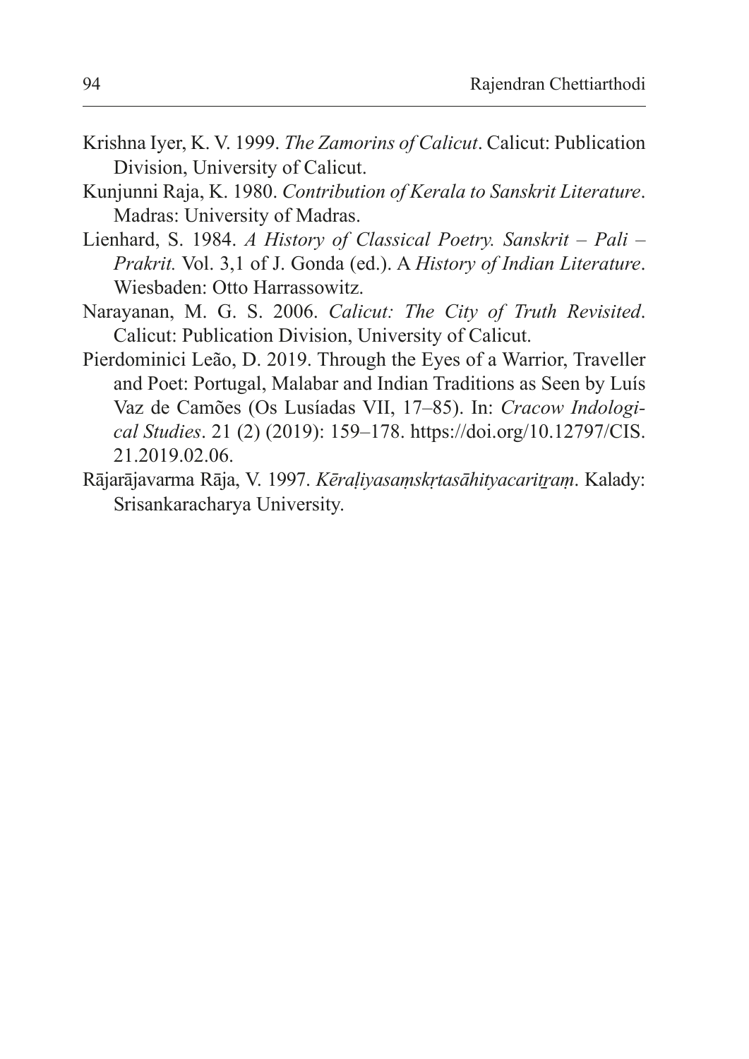Krishna Iyer, K. V. 1999. *The Zamorins of Calicut*. Calicut: Publication Division, University of Calicut.

Kunjunni Raja, K. 1980. *Contribution of Kerala to Sanskrit Literature*. Madras: University of Madras.

Lienhard, S. 1984. *A History of Classical Poetry. Sanskrit – Pali – Prakrit.* Vol. 3,1 of J. Gonda (ed.). A *History of Indian Literature*. Wiesbaden: Otto Harrassowitz.

Narayanan, M. G. S. 2006. *Calicut: The City of Truth Revisited*. Calicut: Publication Division, University of Calicut.

Pierdominici Leão, D. 2019. Through the Eyes of a Warrior, Traveller and Poet: Portugal, Malabar and Indian Traditions as Seen by Luís Vaz de Camões (Os Lusíadas VII, 17–85). In: *Cracow Indological Studies*. 21 (2) (2019): 159–178. https://doi.org/10.12797/CIS.21.2019.02.06.

Rājarājavarma Rāja, V. 1997. *Kēraḷiyasaṃskṛtasāhityacaritṟaṃ*. Kalady: Srisankaracharya University.